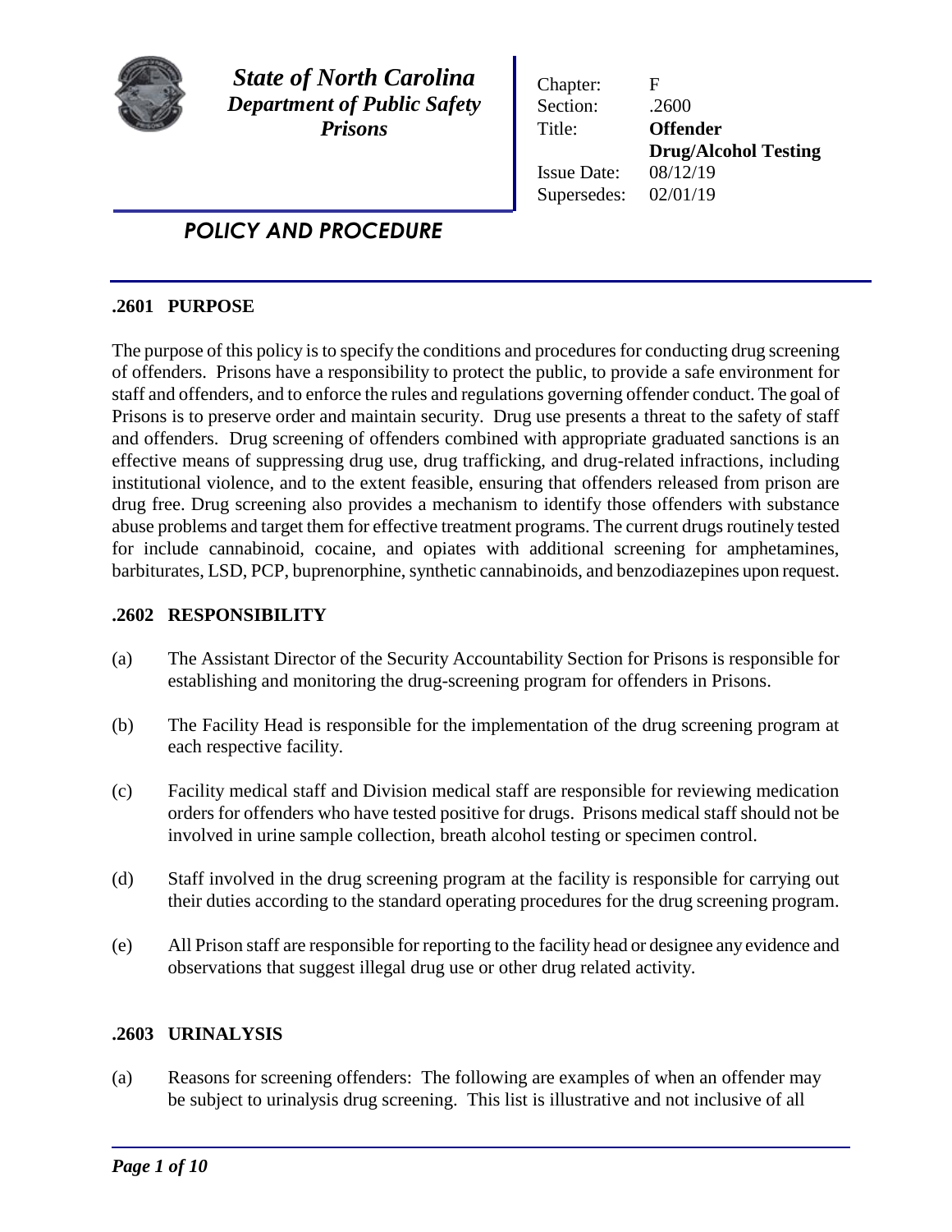**State of North Carolina**
**Department of Public Safety**
**Prisons**

| | |
|---|---|
| Chapter: | F |
| Section: | .2600 |
| Title: | **Offender Drug/Alcohol Testing** |
| Issue Date: | 08/12/19 |
| Supersedes: | 02/01/19 |

# POLICY AND PROCEDURE

## .2601 PURPOSE

The purpose of this policy is to specify the conditions and procedures for conducting drug screening of offenders. Prisons have a responsibility to protect the public, to provide a safe environment for staff and offenders, and to enforce the rules and regulations governing offender conduct. The goal of Prisons is to preserve order and maintain security. Drug use presents a threat to the safety of staff and offenders. Drug screening of offenders combined with appropriate graduated sanctions is an effective means of suppressing drug use, drug trafficking, and drug-related infractions, including institutional violence, and to the extent feasible, ensuring that offenders released from prison are drug free. Drug screening also provides a mechanism to identify those offenders with substance abuse problems and target them for effective treatment programs. The current drugs routinely tested for include cannabinoid, cocaine, and opiates with additional screening for amphetamines, barbiturates, LSD, PCP, buprenorphine, synthetic cannabinoids, and benzodiazepines upon request.

## .2602 RESPONSIBILITY

(a) The Assistant Director of the Security Accountability Section for Prisons is responsible for establishing and monitoring the drug-screening program for offenders in Prisons.

(b) The Facility Head is responsible for the implementation of the drug screening program at each respective facility.

(c) Facility medical staff and Division medical staff are responsible for reviewing medication orders for offenders who have tested positive for drugs. Prisons medical staff should not be involved in urine sample collection, breath alcohol testing or specimen control.

(d) Staff involved in the drug screening program at the facility is responsible for carrying out their duties according to the standard operating procedures for the drug screening program.

(e) All Prison staff are responsible for reporting to the facility head or designee any evidence and observations that suggest illegal drug use or other drug related activity.

## .2603 URINALYSIS

(a) Reasons for screening offenders: The following are examples of when an offender may be subject to urinalysis drug screening. This list is illustrative and not inclusive of all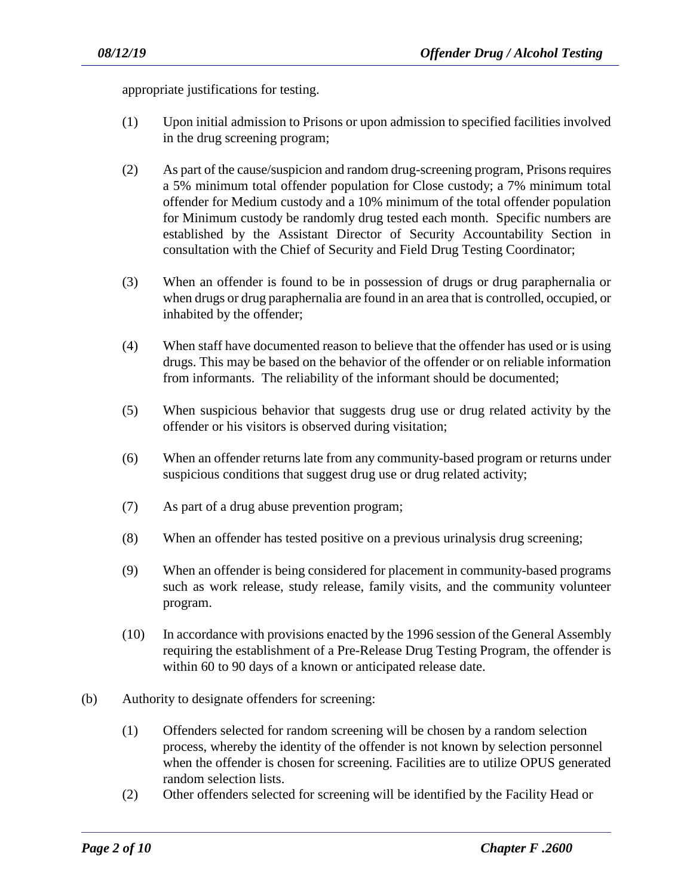appropriate justifications for testing.

(1) Upon initial admission to Prisons or upon admission to specified facilities involved in the drug screening program;

(2) As part of the cause/suspicion and random drug-screening program, Prisons requires a 5% minimum total offender population for Close custody; a 7% minimum total offender for Medium custody and a 10% minimum of the total offender population for Minimum custody be randomly drug tested each month. Specific numbers are established by the Assistant Director of Security Accountability Section in consultation with the Chief of Security and Field Drug Testing Coordinator;

(3) When an offender is found to be in possession of drugs or drug paraphernalia or when drugs or drug paraphernalia are found in an area that is controlled, occupied, or inhabited by the offender;

(4) When staff have documented reason to believe that the offender has used or is using drugs. This may be based on the behavior of the offender or on reliable information from informants. The reliability of the informant should be documented;

(5) When suspicious behavior that suggests drug use or drug related activity by the offender or his visitors is observed during visitation;

(6) When an offender returns late from any community-based program or returns under suspicious conditions that suggest drug use or drug related activity;

(7) As part of a drug abuse prevention program;

(8) When an offender has tested positive on a previous urinalysis drug screening;

(9) When an offender is being considered for placement in community-based programs such as work release, study release, family visits, and the community volunteer program.

(10) In accordance with provisions enacted by the 1996 session of the General Assembly requiring the establishment of a Pre-Release Drug Testing Program, the offender is within 60 to 90 days of a known or anticipated release date.

(b) Authority to designate offenders for screening:

(1) Offenders selected for random screening will be chosen by a random selection process, whereby the identity of the offender is not known by selection personnel when the offender is chosen for screening. Facilities are to utilize OPUS generated random selection lists.

(2) Other offenders selected for screening will be identified by the Facility Head or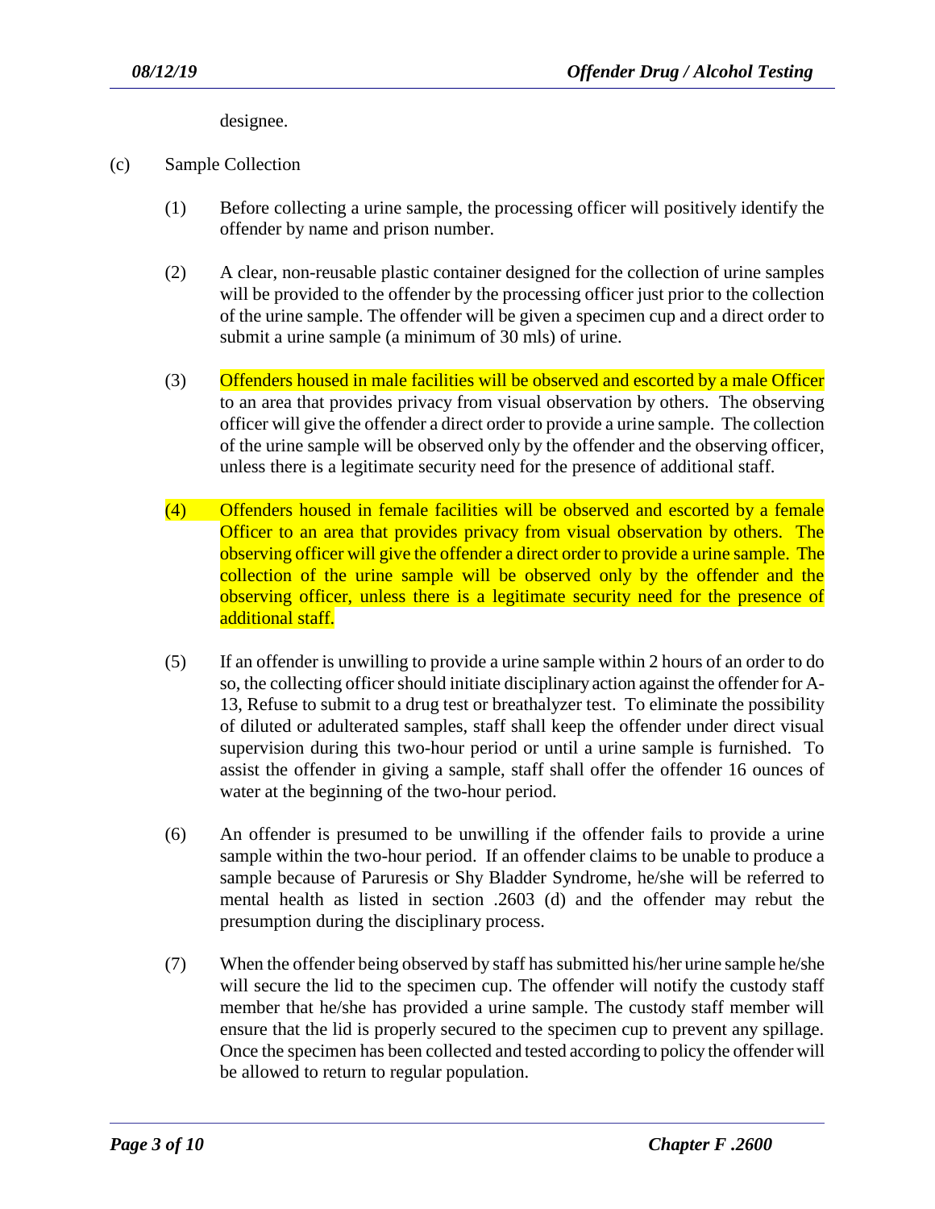designee.

(c) Sample Collection

(1) Before collecting a urine sample, the processing officer will positively identify the offender by name and prison number.

(2) A clear, non-reusable plastic container designed for the collection of urine samples will be provided to the offender by the processing officer just prior to the collection of the urine sample. The offender will be given a specimen cup and a direct order to submit a urine sample (a minimum of 30 mls) of urine.

(3) Offenders housed in male facilities will be observed and escorted by a male Officer to an area that provides privacy from visual observation by others. The observing officer will give the offender a direct order to provide a urine sample. The collection of the urine sample will be observed only by the offender and the observing officer, unless there is a legitimate security need for the presence of additional staff.

(4) Offenders housed in female facilities will be observed and escorted by a female Officer to an area that provides privacy from visual observation by others. The observing officer will give the offender a direct order to provide a urine sample. The collection of the urine sample will be observed only by the offender and the observing officer, unless there is a legitimate security need for the presence of additional staff.

(5) If an offender is unwilling to provide a urine sample within 2 hours of an order to do so, the collecting officer should initiate disciplinary action against the offender for A-13, Refuse to submit to a drug test or breathalyzer test. To eliminate the possibility of diluted or adulterated samples, staff shall keep the offender under direct visual supervision during this two-hour period or until a urine sample is furnished. To assist the offender in giving a sample, staff shall offer the offender 16 ounces of water at the beginning of the two-hour period.

(6) An offender is presumed to be unwilling if the offender fails to provide a urine sample within the two-hour period. If an offender claims to be unable to produce a sample because of Paruresis or Shy Bladder Syndrome, he/she will be referred to mental health as listed in section .2603 (d) and the offender may rebut the presumption during the disciplinary process.

(7) When the offender being observed by staff has submitted his/her urine sample he/she will secure the lid to the specimen cup. The offender will notify the custody staff member that he/she has provided a urine sample. The custody staff member will ensure that the lid is properly secured to the specimen cup to prevent any spillage. Once the specimen has been collected and tested according to policy the offender will be allowed to return to regular population.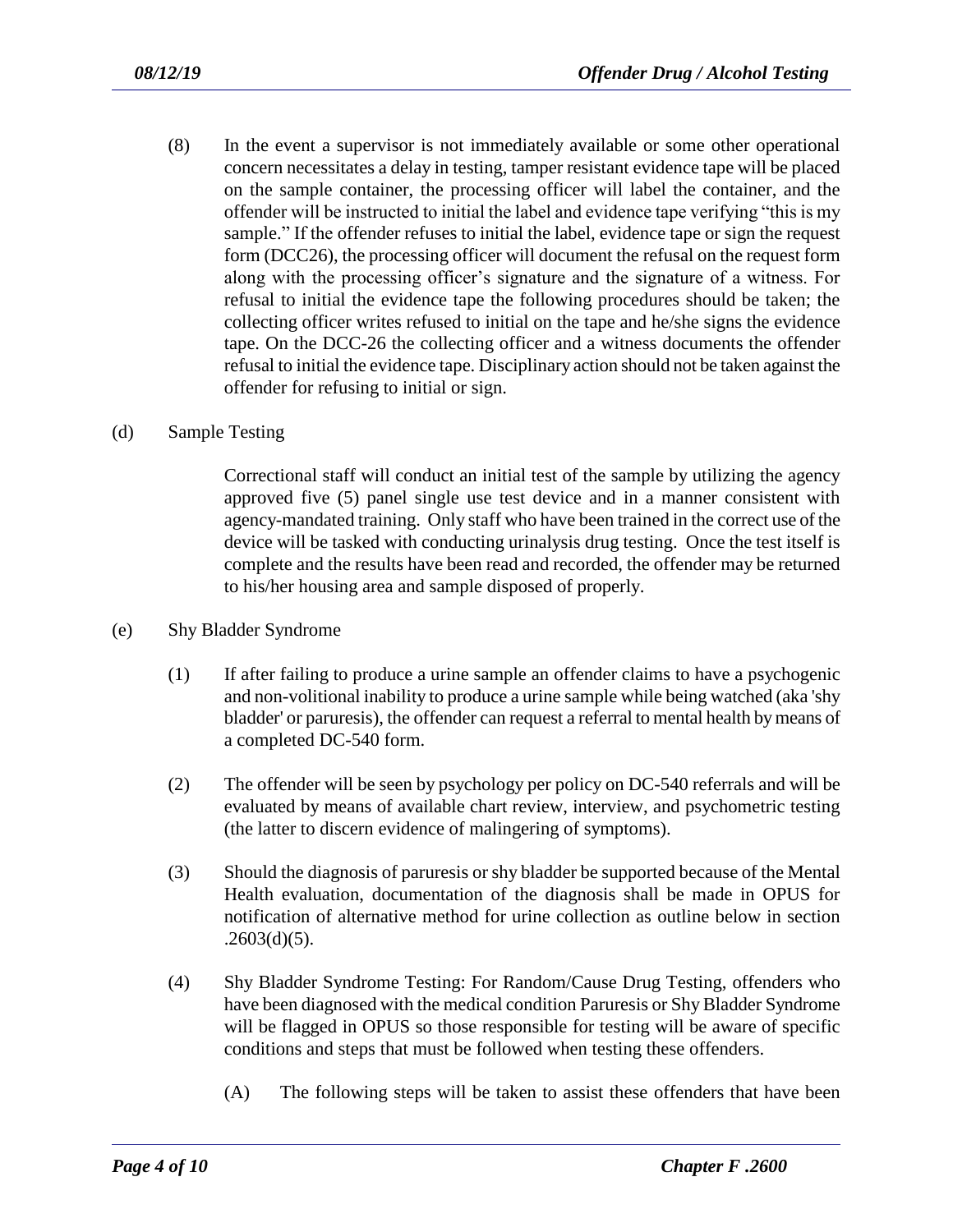(8) In the event a supervisor is not immediately available or some other operational concern necessitates a delay in testing, tamper resistant evidence tape will be placed on the sample container, the processing officer will label the container, and the offender will be instructed to initial the label and evidence tape verifying "this is my sample." If the offender refuses to initial the label, evidence tape or sign the request form (DCC26), the processing officer will document the refusal on the request form along with the processing officer's signature and the signature of a witness. For refusal to initial the evidence tape the following procedures should be taken; the collecting officer writes refused to initial on the tape and he/she signs the evidence tape. On the DCC-26 the collecting officer and a witness documents the offender refusal to initial the evidence tape. Disciplinary action should not be taken against the offender for refusing to initial or sign.

(d) Sample Testing

Correctional staff will conduct an initial test of the sample by utilizing the agency approved five (5) panel single use test device and in a manner consistent with agency-mandated training. Only staff who have been trained in the correct use of the device will be tasked with conducting urinalysis drug testing. Once the test itself is complete and the results have been read and recorded, the offender may be returned to his/her housing area and sample disposed of properly.

(e) Shy Bladder Syndrome

(1) If after failing to produce a urine sample an offender claims to have a psychogenic and non-volitional inability to produce a urine sample while being watched (aka 'shy bladder' or paruresis), the offender can request a referral to mental health by means of a completed DC-540 form.

(2) The offender will be seen by psychology per policy on DC-540 referrals and will be evaluated by means of available chart review, interview, and psychometric testing (the latter to discern evidence of malingering of symptoms).

(3) Should the diagnosis of paruresis or shy bladder be supported because of the Mental Health evaluation, documentation of the diagnosis shall be made in OPUS for notification of alternative method for urine collection as outline below in section .2603(d)(5).

(4) Shy Bladder Syndrome Testing: For Random/Cause Drug Testing, offenders who have been diagnosed with the medical condition Paruresis or Shy Bladder Syndrome will be flagged in OPUS so those responsible for testing will be aware of specific conditions and steps that must be followed when testing these offenders.

(A) The following steps will be taken to assist these offenders that have been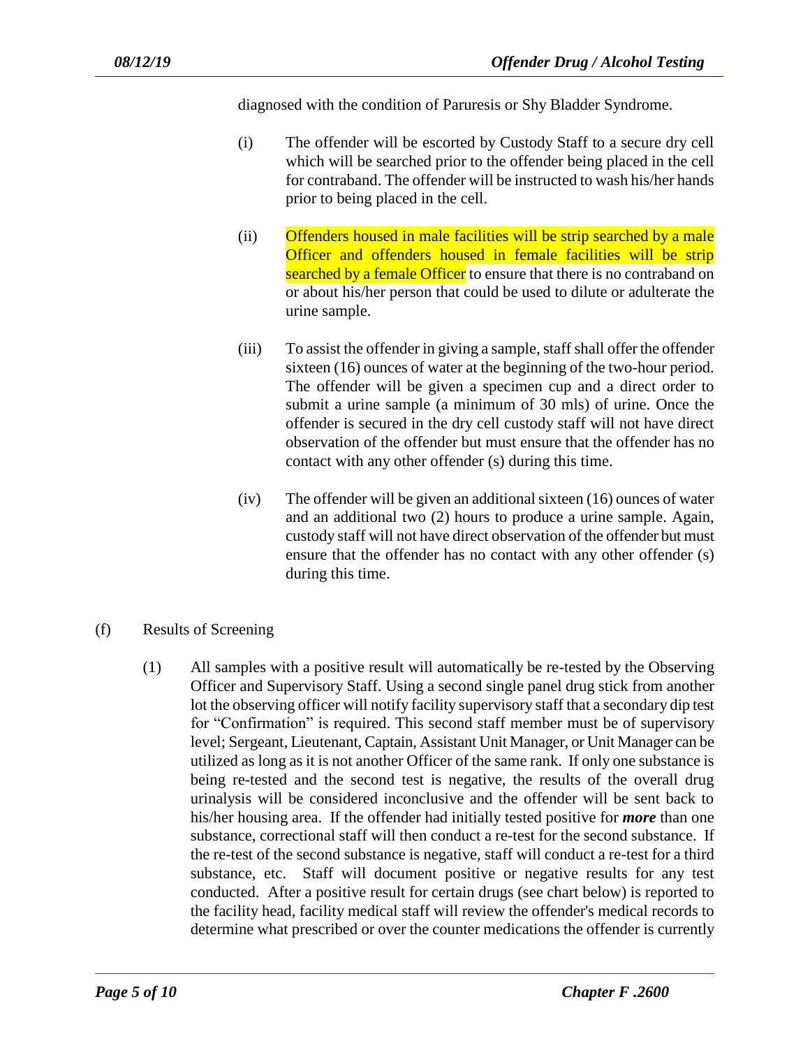diagnosed with the condition of Paruresis or Shy Bladder Syndrome.

(i) The offender will be escorted by Custody Staff to a secure dry cell which will be searched prior to the offender being placed in the cell for contraband. The offender will be instructed to wash his/her hands prior to being placed in the cell.

(ii) Offenders housed in male facilities will be strip searched by a male Officer and offenders housed in female facilities will be strip searched by a female Officer to ensure that there is no contraband on or about his/her person that could be used to dilute or adulterate the urine sample.

(iii) To assist the offender in giving a sample, staff shall offer the offender sixteen (16) ounces of water at the beginning of the two-hour period. The offender will be given a specimen cup and a direct order to submit a urine sample (a minimum of 30 mls) of urine. Once the offender is secured in the dry cell custody staff will not have direct observation of the offender but must ensure that the offender has no contact with any other offender (s) during this time.

(iv) The offender will be given an additional sixteen (16) ounces of water and an additional two (2) hours to produce a urine sample. Again, custody staff will not have direct observation of the offender but must ensure that the offender has no contact with any other offender (s) during this time.

(f) Results of Screening

(1) All samples with a positive result will automatically be re-tested by the Observing Officer and Supervisory Staff. Using a second single panel drug stick from another lot the observing officer will notify facility supervisory staff that a secondary dip test for "Confirmation" is required. This second staff member must be of supervisory level; Sergeant, Lieutenant, Captain, Assistant Unit Manager, or Unit Manager can be utilized as long as it is not another Officer of the same rank. If only one substance is being re-tested and the second test is negative, the results of the overall drug urinalysis will be considered inconclusive and the offender will be sent back to his/her housing area. If the offender had initially tested positive for ***more*** than one substance, correctional staff will then conduct a re-test for the second substance. If the re-test of the second substance is negative, staff will conduct a re-test for a third substance, etc. Staff will document positive or negative results for any test conducted. After a positive result for certain drugs (see chart below) is reported to the facility head, facility medical staff will review the offender's medical records to determine what prescribed or over the counter medications the offender is currently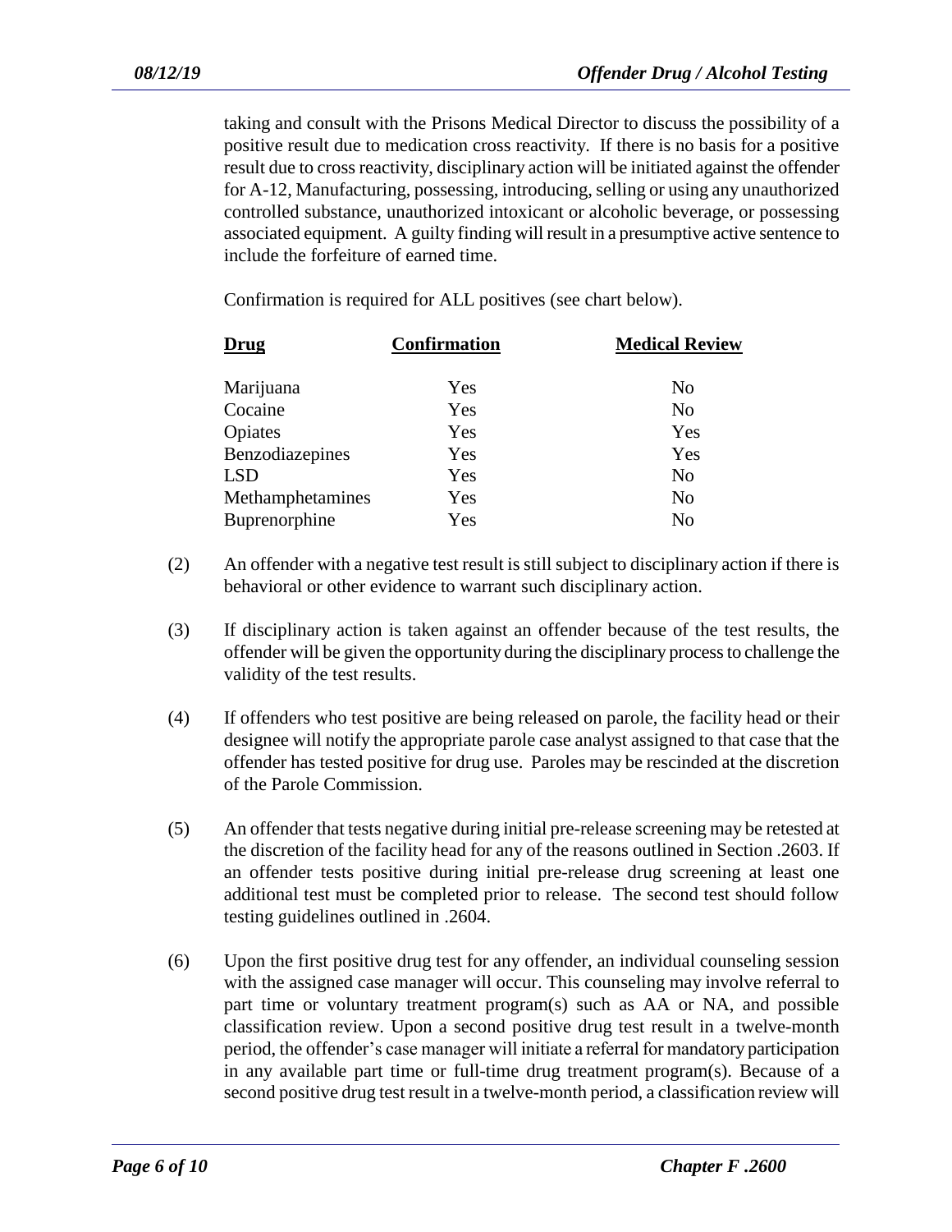taking and consult with the Prisons Medical Director to discuss the possibility of a positive result due to medication cross reactivity. If there is no basis for a positive result due to cross reactivity, disciplinary action will be initiated against the offender for A-12, Manufacturing, possessing, introducing, selling or using any unauthorized controlled substance, unauthorized intoxicant or alcoholic beverage, or possessing associated equipment. A guilty finding will result in a presumptive active sentence to include the forfeiture of earned time.

Confirmation is required for ALL positives (see chart below).

| Drug | Confirmation | Medical Review |
|---|---|---|
| Marijuana | Yes | No |
| Cocaine | Yes | No |
| Opiates | Yes | Yes |
| Benzodiazepines | Yes | Yes |
| LSD | Yes | No |
| Methamphetamines | Yes | No |
| Buprenorphine | Yes | No |

(2) An offender with a negative test result is still subject to disciplinary action if there is behavioral or other evidence to warrant such disciplinary action.

(3) If disciplinary action is taken against an offender because of the test results, the offender will be given the opportunity during the disciplinary process to challenge the validity of the test results.

(4) If offenders who test positive are being released on parole, the facility head or their designee will notify the appropriate parole case analyst assigned to that case that the offender has tested positive for drug use. Paroles may be rescinded at the discretion of the Parole Commission.

(5) An offender that tests negative during initial pre-release screening may be retested at the discretion of the facility head for any of the reasons outlined in Section .2603. If an offender tests positive during initial pre-release drug screening at least one additional test must be completed prior to release. The second test should follow testing guidelines outlined in .2604.

(6) Upon the first positive drug test for any offender, an individual counseling session with the assigned case manager will occur. This counseling may involve referral to part time or voluntary treatment program(s) such as AA or NA, and possible classification review. Upon a second positive drug test result in a twelve-month period, the offender's case manager will initiate a referral for mandatory participation in any available part time or full-time drug treatment program(s). Because of a second positive drug test result in a twelve-month period, a classification review will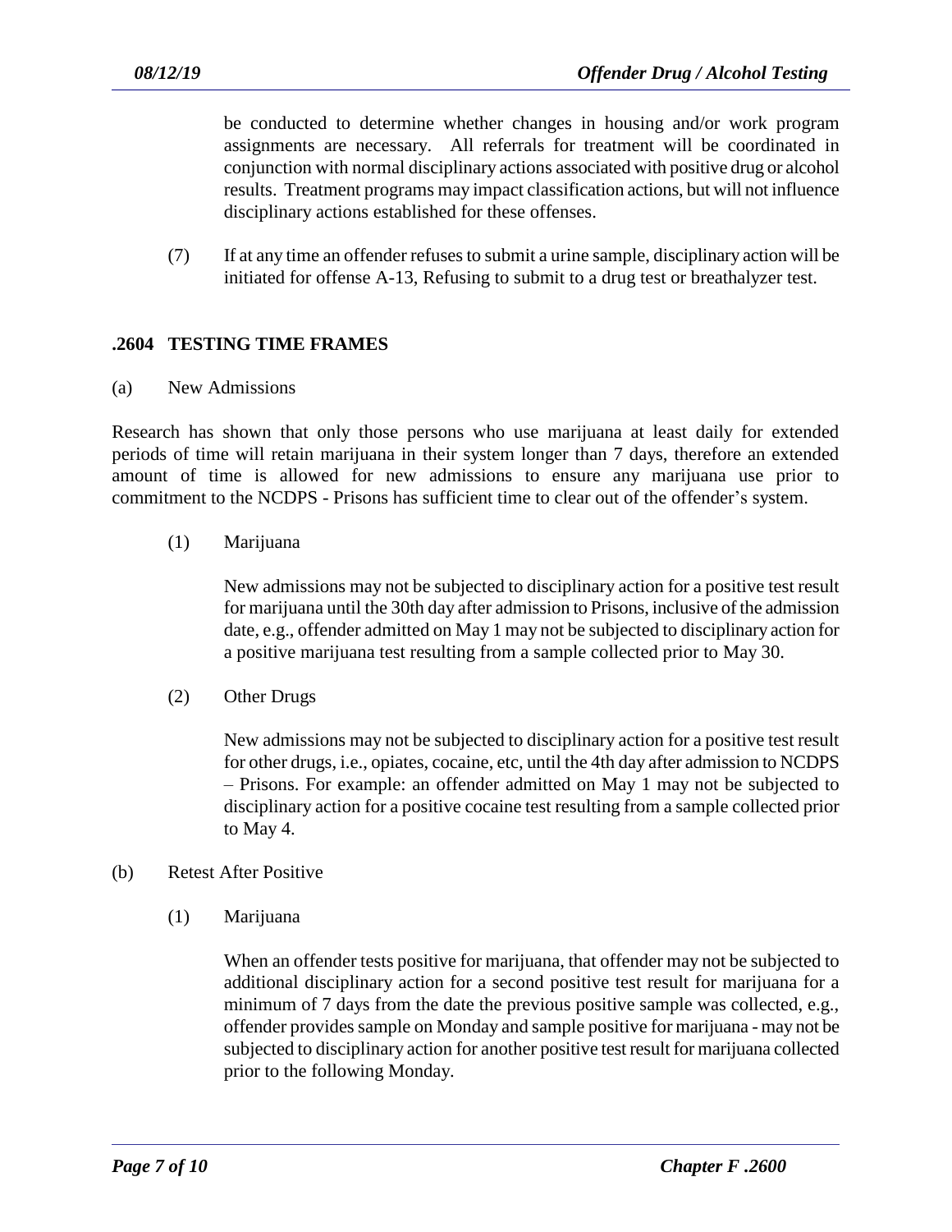be conducted to determine whether changes in housing and/or work program assignments are necessary. All referrals for treatment will be coordinated in conjunction with normal disciplinary actions associated with positive drug or alcohol results. Treatment programs may impact classification actions, but will not influence disciplinary actions established for these offenses.

(7) If at any time an offender refuses to submit a urine sample, disciplinary action will be initiated for offense A-13, Refusing to submit to a drug test or breathalyzer test.

## .2604 TESTING TIME FRAMES

(a) New Admissions

Research has shown that only those persons who use marijuana at least daily for extended periods of time will retain marijuana in their system longer than 7 days, therefore an extended amount of time is allowed for new admissions to ensure any marijuana use prior to commitment to the NCDPS - Prisons has sufficient time to clear out of the offender's system.

(1) Marijuana

New admissions may not be subjected to disciplinary action for a positive test result for marijuana until the 30th day after admission to Prisons, inclusive of the admission date, e.g., offender admitted on May 1 may not be subjected to disciplinary action for a positive marijuana test resulting from a sample collected prior to May 30.

(2) Other Drugs

New admissions may not be subjected to disciplinary action for a positive test result for other drugs, i.e., opiates, cocaine, etc, until the 4th day after admission to NCDPS – Prisons. For example: an offender admitted on May 1 may not be subjected to disciplinary action for a positive cocaine test resulting from a sample collected prior to May 4.

(b) Retest After Positive

(1) Marijuana

When an offender tests positive for marijuana, that offender may not be subjected to additional disciplinary action for a second positive test result for marijuana for a minimum of 7 days from the date the previous positive sample was collected, e.g., offender provides sample on Monday and sample positive for marijuana - may not be subjected to disciplinary action for another positive test result for marijuana collected prior to the following Monday.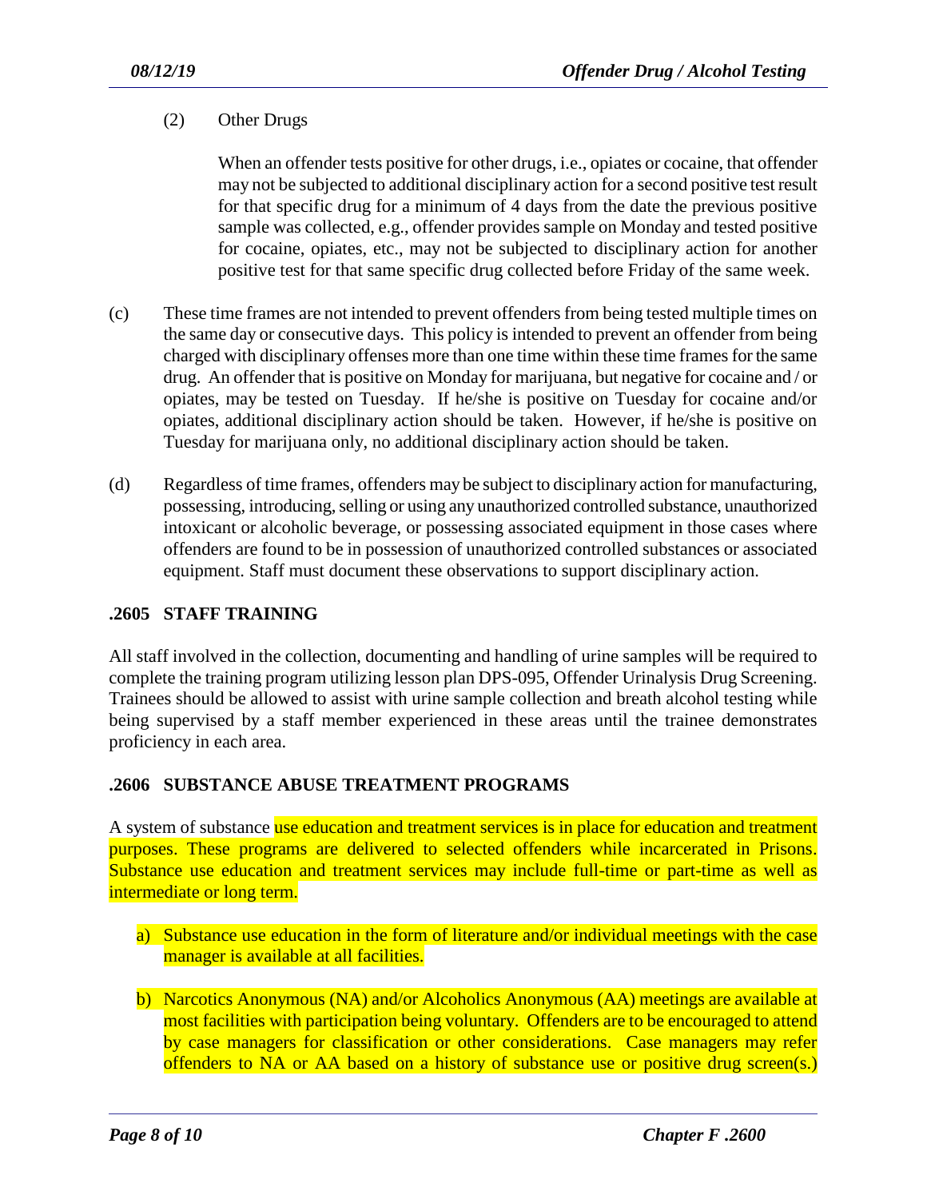(2) Other Drugs

When an offender tests positive for other drugs, i.e., opiates or cocaine, that offender may not be subjected to additional disciplinary action for a second positive test result for that specific drug for a minimum of 4 days from the date the previous positive sample was collected, e.g., offender provides sample on Monday and tested positive for cocaine, opiates, etc., may not be subjected to disciplinary action for another positive test for that same specific drug collected before Friday of the same week.

(c) These time frames are not intended to prevent offenders from being tested multiple times on the same day or consecutive days. This policy is intended to prevent an offender from being charged with disciplinary offenses more than one time within these time frames for the same drug. An offender that is positive on Monday for marijuana, but negative for cocaine and / or opiates, may be tested on Tuesday. If he/she is positive on Tuesday for cocaine and/or opiates, additional disciplinary action should be taken. However, if he/she is positive on Tuesday for marijuana only, no additional disciplinary action should be taken.

(d) Regardless of time frames, offenders may be subject to disciplinary action for manufacturing, possessing, introducing, selling or using any unauthorized controlled substance, unauthorized intoxicant or alcoholic beverage, or possessing associated equipment in those cases where offenders are found to be in possession of unauthorized controlled substances or associated equipment. Staff must document these observations to support disciplinary action.

## .2605 STAFF TRAINING

All staff involved in the collection, documenting and handling of urine samples will be required to complete the training program utilizing lesson plan DPS-095, Offender Urinalysis Drug Screening. Trainees should be allowed to assist with urine sample collection and breath alcohol testing while being supervised by a staff member experienced in these areas until the trainee demonstrates proficiency in each area.

## .2606 SUBSTANCE ABUSE TREATMENT PROGRAMS

A system of substance use education and treatment services is in place for education and treatment purposes. These programs are delivered to selected offenders while incarcerated in Prisons. Substance use education and treatment services may include full-time or part-time as well as intermediate or long term.

a) Substance use education in the form of literature and/or individual meetings with the case manager is available at all facilities.

b) Narcotics Anonymous (NA) and/or Alcoholics Anonymous (AA) meetings are available at most facilities with participation being voluntary. Offenders are to be encouraged to attend by case managers for classification or other considerations. Case managers may refer offenders to NA or AA based on a history of substance use or positive drug screen(s.)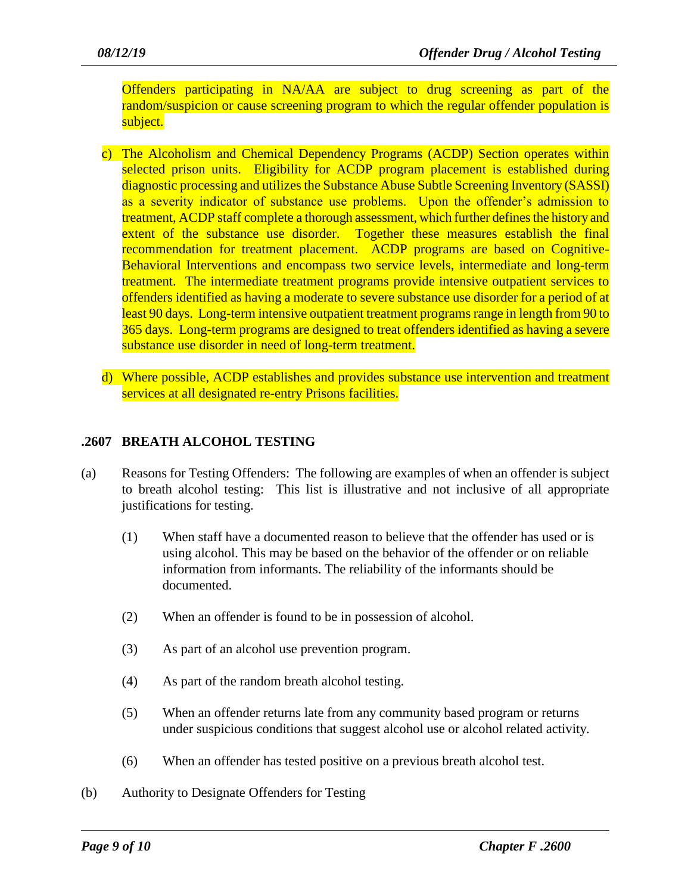Offenders participating in NA/AA are subject to drug screening as part of the random/suspicion or cause screening program to which the regular offender population is subject.

c) The Alcoholism and Chemical Dependency Programs (ACDP) Section operates within selected prison units. Eligibility for ACDP program placement is established during diagnostic processing and utilizes the Substance Abuse Subtle Screening Inventory (SASSI) as a severity indicator of substance use problems. Upon the offender's admission to treatment, ACDP staff complete a thorough assessment, which further defines the history and extent of the substance use disorder. Together these measures establish the final recommendation for treatment placement. ACDP programs are based on Cognitive-Behavioral Interventions and encompass two service levels, intermediate and long-term treatment. The intermediate treatment programs provide intensive outpatient services to offenders identified as having a moderate to severe substance use disorder for a period of at least 90 days. Long-term intensive outpatient treatment programs range in length from 90 to 365 days. Long-term programs are designed to treat offenders identified as having a severe substance use disorder in need of long-term treatment.

d) Where possible, ACDP establishes and provides substance use intervention and treatment services at all designated re-entry Prisons facilities.

## .2607 BREATH ALCOHOL TESTING

(a) Reasons for Testing Offenders: The following are examples of when an offender is subject to breath alcohol testing: This list is illustrative and not inclusive of all appropriate justifications for testing.

(1) When staff have a documented reason to believe that the offender has used or is using alcohol. This may be based on the behavior of the offender or on reliable information from informants. The reliability of the informants should be documented.

(2) When an offender is found to be in possession of alcohol.

(3) As part of an alcohol use prevention program.

(4) As part of the random breath alcohol testing.

(5) When an offender returns late from any community based program or returns under suspicious conditions that suggest alcohol use or alcohol related activity.

(6) When an offender has tested positive on a previous breath alcohol test.

(b) Authority to Designate Offenders for Testing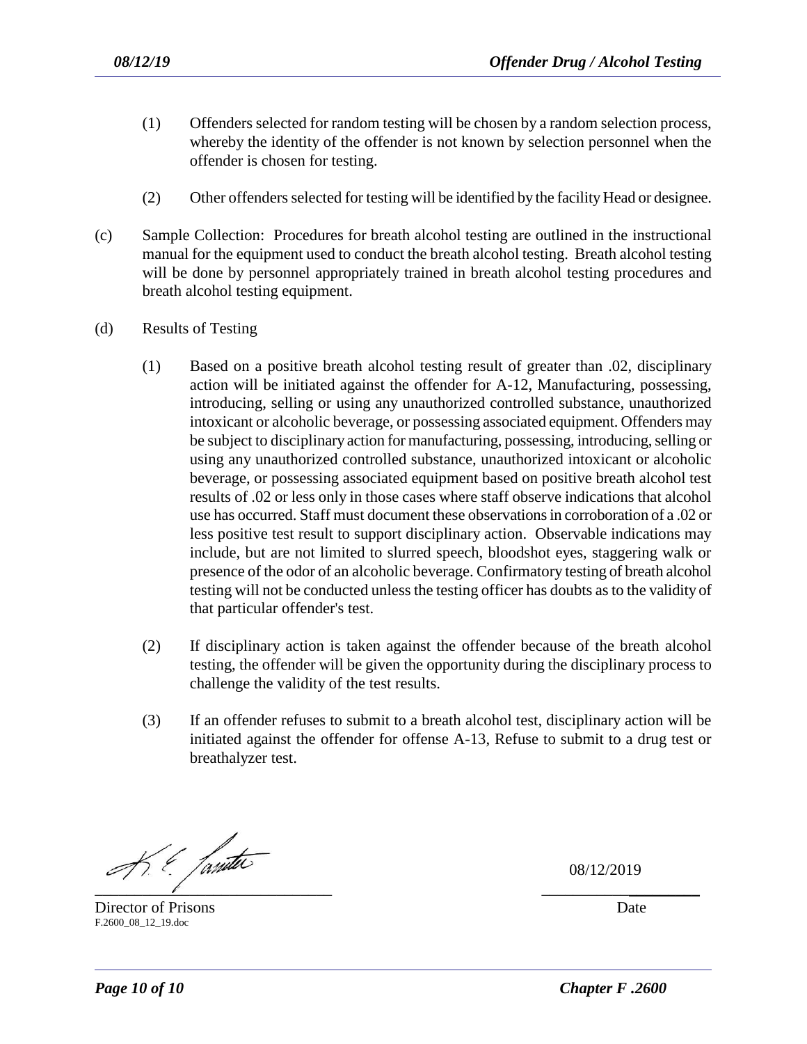(1) Offenders selected for random testing will be chosen by a random selection process, whereby the identity of the offender is not known by selection personnel when the offender is chosen for testing.

(2) Other offenders selected for testing will be identified by the facility Head or designee.

(c) Sample Collection: Procedures for breath alcohol testing are outlined in the instructional manual for the equipment used to conduct the breath alcohol testing. Breath alcohol testing will be done by personnel appropriately trained in breath alcohol testing procedures and breath alcohol testing equipment.

(d) Results of Testing

(1) Based on a positive breath alcohol testing result of greater than .02, disciplinary action will be initiated against the offender for A-12, Manufacturing, possessing, introducing, selling or using any unauthorized controlled substance, unauthorized intoxicant or alcoholic beverage, or possessing associated equipment. Offenders may be subject to disciplinary action for manufacturing, possessing, introducing, selling or using any unauthorized controlled substance, unauthorized intoxicant or alcoholic beverage, or possessing associated equipment based on positive breath alcohol test results of .02 or less only in those cases where staff observe indications that alcohol use has occurred. Staff must document these observations in corroboration of a .02 or less positive test result to support disciplinary action. Observable indications may include, but are not limited to slurred speech, bloodshot eyes, staggering walk or presence of the odor of an alcoholic beverage. Confirmatory testing of breath alcohol testing will not be conducted unless the testing officer has doubts as to the validity of that particular offender's test.

(2) If disciplinary action is taken against the offender because of the breath alcohol testing, the offender will be given the opportunity during the disciplinary process to challenge the validity of the test results.

(3) If an offender refuses to submit to a breath alcohol test, disciplinary action will be initiated against the offender for offense A-13, Refuse to submit to a drug test or breathalyzer test.

K. E. Lassiter

Director of Prisons

08/12/2019

Date

F.2600_08_12_19.doc